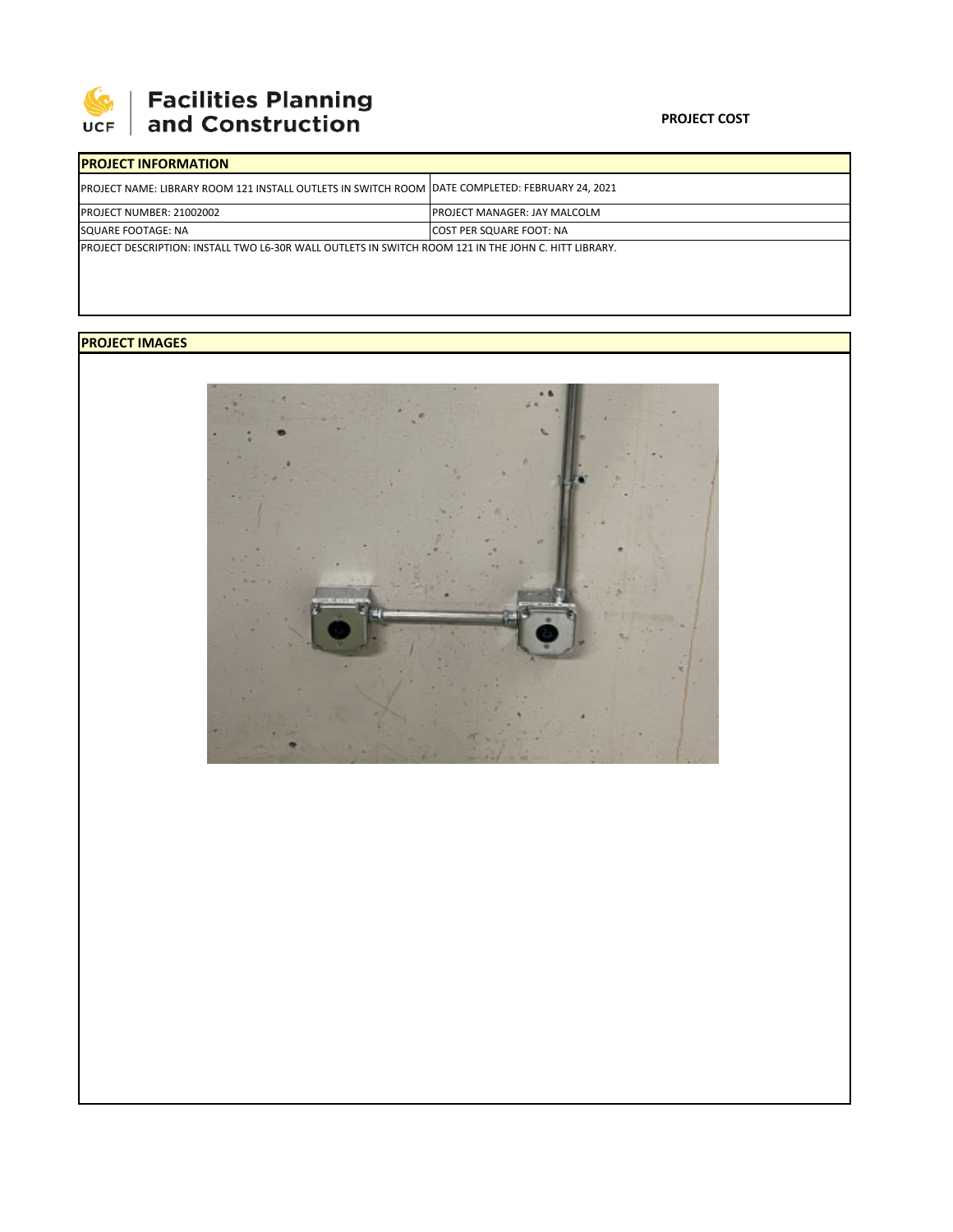Facilities Planning and Construction

**PROJECT COST**

| PROJECT INFORMATION | |
|---|---|
| PROJECT NAME: LIBRARY ROOM 121 INSTALL OUTLETS IN SWITCH ROOM | DATE COMPLETED: FEBRUARY 24, 2021 |
| PROJECT NUMBER: 21002002 | PROJECT MANAGER: JAY MALCOLM |
| SQUARE FOOTAGE: NA | COST PER SQUARE FOOT: NA |
| PROJECT DESCRIPTION: INSTALL TWO L6-30R WALL OUTLETS IN SWITCH ROOM 121 IN THE JOHN C. HITT LIBRARY. | |

**PROJECT IMAGES**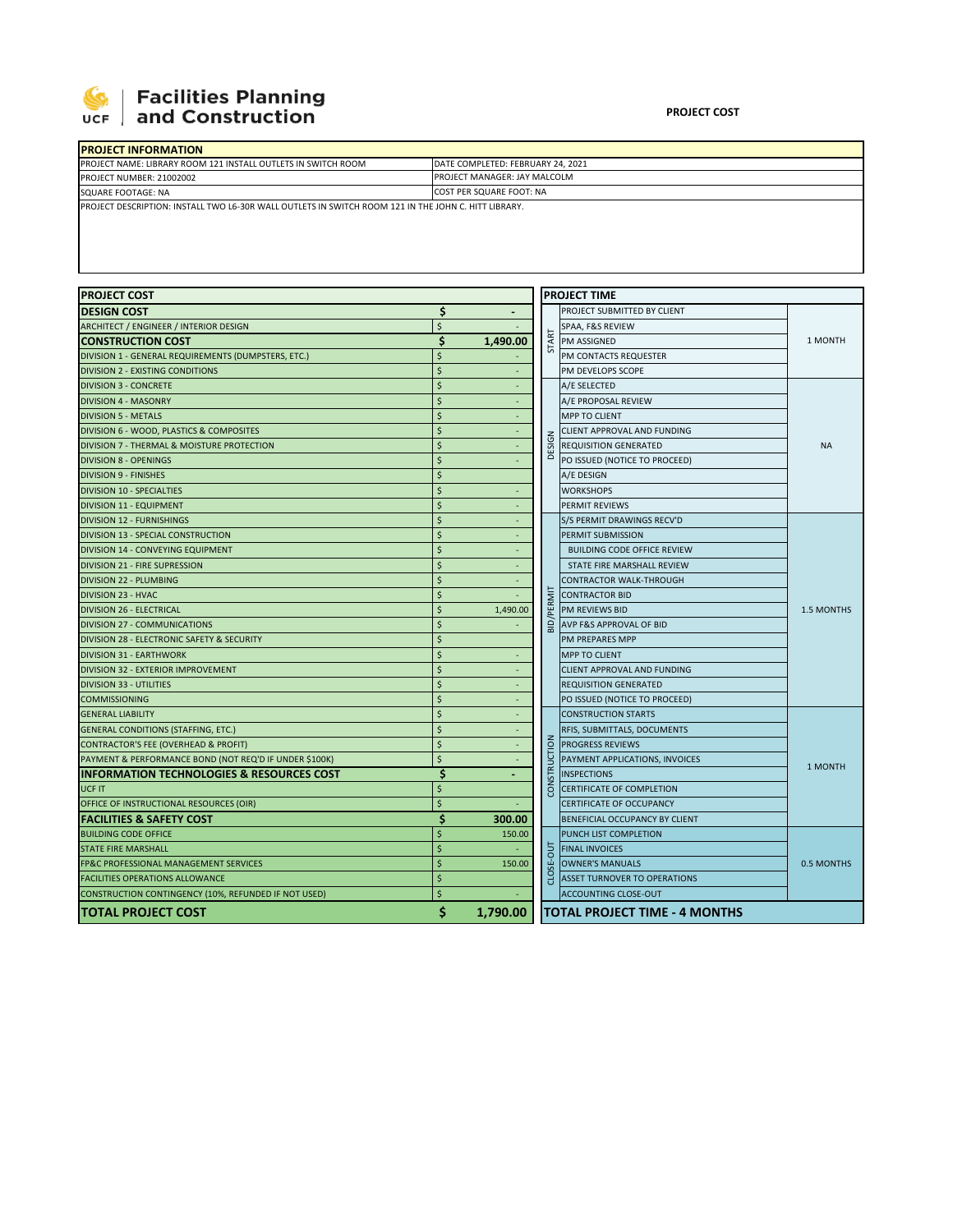**Facilities Planning and Construction**

**PROJECT COST**

| **PROJECT INFORMATION** | |
|---|---|
| PROJECT NAME: LIBRARY ROOM 121 INSTALL OUTLETS IN SWITCH ROOM | DATE COMPLETED: FEBRUARY 24, 2021 |
| PROJECT NUMBER: 21002002 | PROJECT MANAGER: JAY MALCOLM |
| SQUARE FOOTAGE: NA | COST PER SQUARE FOOT: NA |
| PROJECT DESCRIPTION: INSTALL TWO L6-30R WALL OUTLETS IN SWITCH ROOM 121 IN THE JOHN C. HITT LIBRARY. | |

| **PROJECT COST** | |
|---|---|
| **DESIGN COST** | **$ -** |
| ARCHITECT / ENGINEER / INTERIOR DESIGN | $ - |
| **CONSTRUCTION COST** | **$ 1,490.00** |
| DIVISION 1 - GENERAL REQUIREMENTS (DUMPSTERS, ETC.) | $ - |
| DIVISION 2 - EXISTING CONDITIONS | $ - |
| DIVISION 3 - CONCRETE | $ - |
| DIVISION 4 - MASONRY | $ - |
| DIVISION 5 - METALS | $ - |
| DIVISION 6 - WOOD, PLASTICS & COMPOSITES | $ - |
| DIVISION 7 - THERMAL & MOISTURE PROTECTION | $ - |
| DIVISION 8 - OPENINGS | $ - |
| DIVISION 9 - FINISHES | $ |
| DIVISION 10 - SPECIALTIES | $ - |
| DIVISION 11 - EQUIPMENT | $ - |
| DIVISION 12 - FURNISHINGS | $ - |
| DIVISION 13 - SPECIAL CONSTRUCTION | $ - |
| DIVISION 14 - CONVEYING EQUIPMENT | $ - |
| DIVISION 21 - FIRE SUPRESSION | $ - |
| DIVISION 22 - PLUMBING | $ - |
| DIVISION 23 - HVAC | $ - |
| DIVISION 26 - ELECTRICAL | $ 1,490.00 |
| DIVISION 27 - COMMUNICATIONS | $ - |
| DIVISION 28 - ELECTRONIC SAFETY & SECURITY | $ |
| DIVISION 31 - EARTHWORK | $ - |
| DIVISION 32 - EXTERIOR IMPROVEMENT | $ - |
| DIVISION 33 - UTILITIES | $ - |
| COMMISSIONING | $ - |
| GENERAL LIABILITY | $ - |
| GENERAL CONDITIONS (STAFFING, ETC.) | $ - |
| CONTRACTOR'S FEE (OVERHEAD & PROFIT) | $ - |
| PAYMENT & PERFORMANCE BOND (NOT REQ'D IF UNDER $100K) | $ - |
| **INFORMATION TECHNOLOGIES & RESOURCES COST** | **$ -** |
| UCF IT | $ |
| OFFICE OF INSTRUCTIONAL RESOURCES (OIR) | $ - |
| **FACILITIES & SAFETY COST** | **$ 300.00** |
| BUILDING CODE OFFICE | $ 150.00 |
| STATE FIRE MARSHALL | $ - |
| FP&C PROFESSIONAL MANAGEMENT SERVICES | $ 150.00 |
| FACILITIES OPERATIONS ALLOWANCE | $ |
| CONSTRUCTION CONTINGENCY (10%, REFUNDED IF NOT USED) | $ - |
| **TOTAL PROJECT COST** | **$ 1,790.00** |

| **PROJECT TIME** | | |
|---|---|---|
| START | PROJECT SUBMITTED BY CLIENT | 1 MONTH |
| | SPAA, F&S REVIEW | |
| | PM ASSIGNED | |
| | PM CONTACTS REQUESTER | |
| | PM DEVELOPS SCOPE | |
| DESIGN | A/E SELECTED | NA |
| | A/E PROPOSAL REVIEW | |
| | MPP TO CLIENT | |
| | CLIENT APPROVAL AND FUNDING | |
| | REQUISITION GENERATED | |
| | PO ISSUED (NOTICE TO PROCEED) | |
| | A/E DESIGN | |
| | WORKSHOPS | |
| | PERMIT REVIEWS | |
| BID/PERMIT | S/S PERMIT DRAWINGS RECV'D | 1.5 MONTHS |
| | PERMIT SUBMISSION | |
| | BUILDING CODE OFFICE REVIEW | |
| | STATE FIRE MARSHALL REVIEW | |
| | CONTRACTOR WALK-THROUGH | |
| | CONTRACTOR BID | |
| | PM REVIEWS BID | |
| | AVP F&S APPROVAL OF BID | |
| | PM PREPARES MPP | |
| | MPP TO CLIENT | |
| | CLIENT APPROVAL AND FUNDING | |
| | REQUISITION GENERATED | |
| | PO ISSUED (NOTICE TO PROCEED) | |
| CONSTRUCTION | CONSTRUCTION STARTS | 1 MONTH |
| | RFIS, SUBMITTALS, DOCUMENTS | |
| | PROGRESS REVIEWS | |
| | PAYMENT APPLICATIONS, INVOICES | |
| | INSPECTIONS | |
| | CERTIFICATE OF COMPLETION | |
| | CERTIFICATE OF OCCUPANCY | |
| | BENEFICIAL OCCUPANCY BY CLIENT | |
| CLOSE-OUT | PUNCH LIST COMPLETION | 0.5 MONTHS |
| | FINAL INVOICES | |
| | OWNER'S MANUALS | |
| | ASSET TURNOVER TO OPERATIONS | |
| | ACCOUNTING CLOSE-OUT | |
| **TOTAL PROJECT TIME - 4 MONTHS** | | |